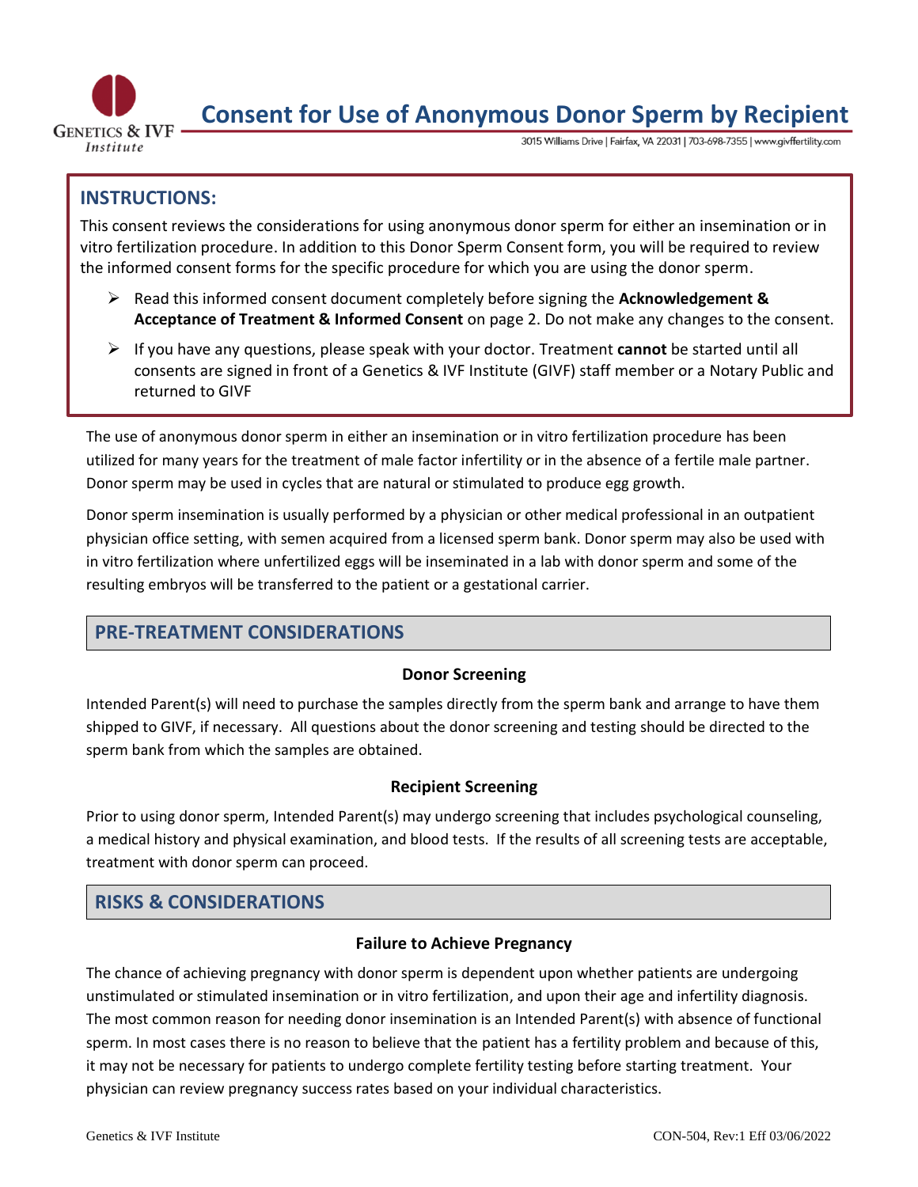# Consent for Use of Anonymous Donor Sperm by Recipient

3015 Williams Drive | Fairfax, VA 22031 | 703-698-7355 | www.givffertility.com

## INSTRUCTIONS:

This consent reviews the considerations for using anonymous donor sperm for either an insemination or in vitro fertilization procedure. In addition to this Donor Sperm Consent form, you will be required to review the informed consent forms for the specific procedure for which you are using the donor sperm.

- Read this informed consent document completely before signing the **Acknowledgement & Acceptance of Treatment & Informed Consent** on page 2. Do not make any changes to the consent.
- If you have any questions, please speak with your doctor. Treatment **cannot** be started until all consents are signed in front of a Genetics & IVF Institute (GIVF) staff member or a Notary Public and returned to GIVF

The use of anonymous donor sperm in either an insemination or in vitro fertilization procedure has been utilized for many years for the treatment of male factor infertility or in the absence of a fertile male partner. Donor sperm may be used in cycles that are natural or stimulated to produce egg growth.

Donor sperm insemination is usually performed by a physician or other medical professional in an outpatient physician office setting, with semen acquired from a licensed sperm bank. Donor sperm may also be used with in vitro fertilization where unfertilized eggs will be inseminated in a lab with donor sperm and some of the resulting embryos will be transferred to the patient or a gestational carrier.

## PRE-TREATMENT CONSIDERATIONS

### Donor Screening

Intended Parent(s) will need to purchase the samples directly from the sperm bank and arrange to have them shipped to GIVF, if necessary. All questions about the donor screening and testing should be directed to the sperm bank from which the samples are obtained.

### Recipient Screening

Prior to using donor sperm, Intended Parent(s) may undergo screening that includes psychological counseling, a medical history and physical examination, and blood tests. If the results of all screening tests are acceptable, treatment with donor sperm can proceed.

## RISKS & CONSIDERATIONS

### Failure to Achieve Pregnancy

The chance of achieving pregnancy with donor sperm is dependent upon whether patients are undergoing unstimulated or stimulated insemination or in vitro fertilization, and upon their age and infertility diagnosis. The most common reason for needing donor insemination is an Intended Parent(s) with absence of functional sperm. In most cases there is no reason to believe that the patient has a fertility problem and because of this, it may not be necessary for patients to undergo complete fertility testing before starting treatment. Your physician can review pregnancy success rates based on your individual characteristics.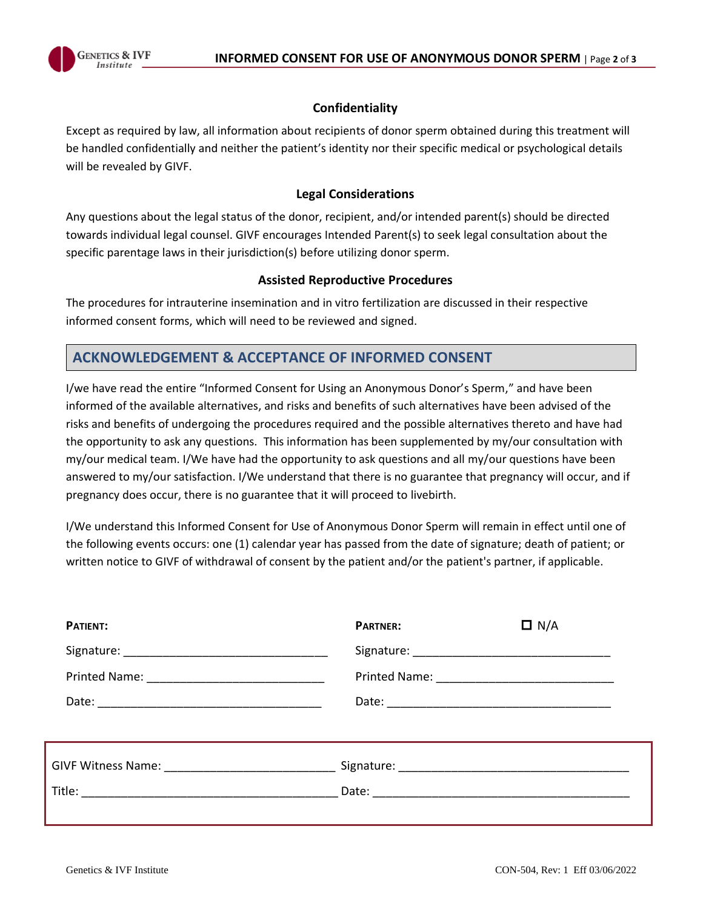### Confidentiality

Except as required by law, all information about recipients of donor sperm obtained during this treatment will be handled confidentially and neither the patient's identity nor their specific medical or psychological details will be revealed by GIVF.

### Legal Considerations

Any questions about the legal status of the donor, recipient, and/or intended parent(s) should be directed towards individual legal counsel. GIVF encourages Intended Parent(s) to seek legal consultation about the specific parentage laws in their jurisdiction(s) before utilizing donor sperm.

### Assisted Reproductive Procedures

The procedures for intrauterine insemination and in vitro fertilization are discussed in their respective informed consent forms, which will need to be reviewed and signed.

## ACKNOWLEDGEMENT & ACCEPTANCE OF INFORMED CONSENT

I/we have read the entire "Informed Consent for Using an Anonymous Donor's Sperm," and have been informed of the available alternatives, and risks and benefits of such alternatives have been advised of the risks and benefits of undergoing the procedures required and the possible alternatives thereto and have had the opportunity to ask any questions. This information has been supplemented by my/our consultation with my/our medical team. I/We have had the opportunity to ask questions and all my/our questions have been answered to my/our satisfaction. I/We understand that there is no guarantee that pregnancy will occur, and if pregnancy does occur, there is no guarantee that it will proceed to livebirth.

I/We understand this Informed Consent for Use of Anonymous Donor Sperm will remain in effect until one of the following events occurs: one (1) calendar year has passed from the date of signature; death of patient; or written notice to GIVF of withdrawal of consent by the patient and/or the patient's partner, if applicable.

**PATIENT:**

Signature: ______________________________

Printed Name: ___________________________

Date: _________________________________

**PARTNER:** ☐ N/A

Signature: ______________________________

Printed Name: ___________________________

Date: _________________________________

GIVF Witness Name: _______________________ Signature: _______________________________

Title: ____________________________________ Date: ___________________________________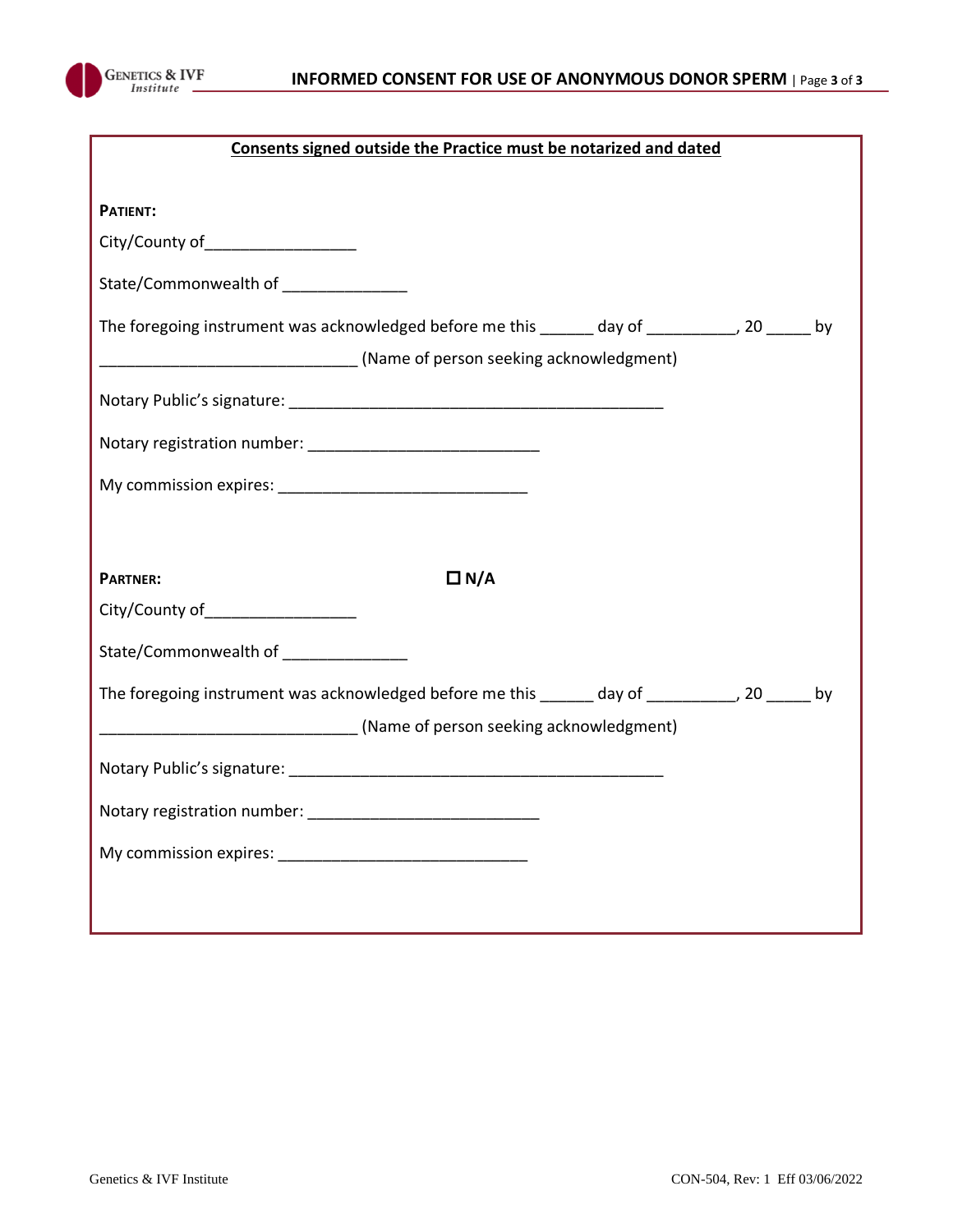**<u>Consents signed outside the Practice must be notarized and dated</u>**

**PATIENT:**

City/County of_________________

State/Commonwealth of ______________

The foregoing instrument was acknowledged before me this ______ day of __________, 20 _____ by _____________________________ (Name of person seeking acknowledgment)

Notary Public's signature: ___________________________________________

Notary registration number: __________________________

My commission expires: ____________________________

**PARTNER:** ☐ **N/A**

City/County of_________________

State/Commonwealth of ______________

The foregoing instrument was acknowledged before me this ______ day of __________, 20 _____ by _____________________________ (Name of person seeking acknowledgment)

Notary Public's signature: ___________________________________________

Notary registration number: __________________________

My commission expires: ____________________________